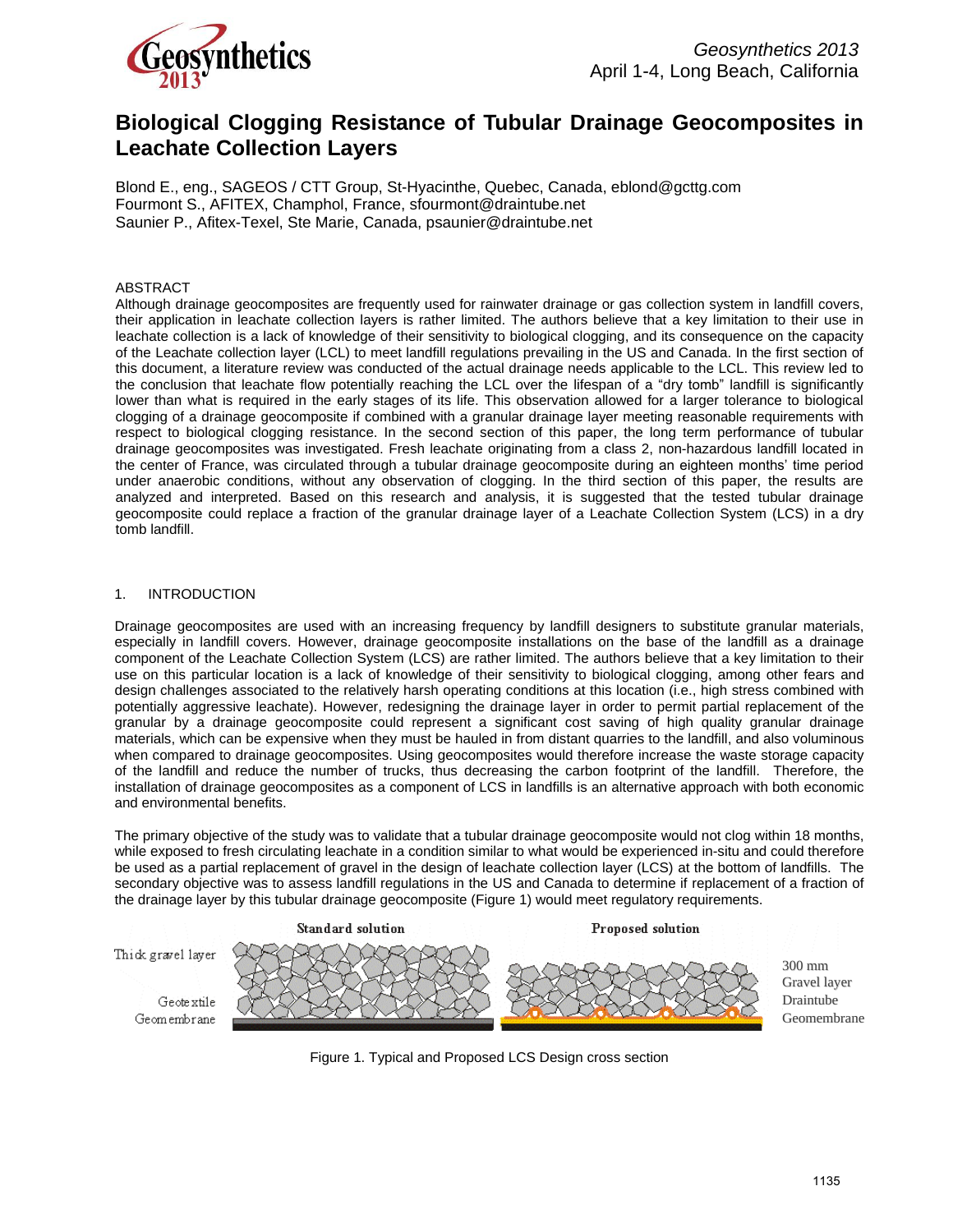# Biological Clogging Resistance of Tubular Drainage Geocomposites in Leachate Collection Layers

Blond E., eng., SAGEOS / CTT Group, St-Hyacinthe, Quebec, Canada, eblond@gcttg.com
Fourmont S., AFITEX, Champhol, France, sfourmont@draintube.net
Saunier P., Afitex-Texel, Ste Marie, Canada, psaunier@draintube.net

## ABSTRACT

Although drainage geocomposites are frequently used for rainwater drainage or gas collection system in landfill covers, their application in leachate collection layers is rather limited. The authors believe that a key limitation to their use in leachate collection is a lack of knowledge of their sensitivity to biological clogging, and its consequence on the capacity of the Leachate collection layer (LCL) to meet landfill regulations prevailing in the US and Canada. In the first section of this document, a literature review was conducted of the actual drainage needs applicable to the LCL. This review led to the conclusion that leachate flow potentially reaching the LCL over the lifespan of a "dry tomb" landfill is significantly lower than what is required in the early stages of its life. This observation allowed for a larger tolerance to biological clogging of a drainage geocomposite if combined with a granular drainage layer meeting reasonable requirements with respect to biological clogging resistance. In the second section of this paper, the long term performance of tubular drainage geocomposites was investigated. Fresh leachate originating from a class 2, non-hazardous landfill located in the center of France, was circulated through a tubular drainage geocomposite during an eighteen months' time period under anaerobic conditions, without any observation of clogging. In the third section of this paper, the results are analyzed and interpreted. Based on this research and analysis, it is suggested that the tested tubular drainage geocomposite could replace a fraction of the granular drainage layer of a Leachate Collection System (LCS) in a dry tomb landfill.

## 1. INTRODUCTION

Drainage geocomposites are used with an increasing frequency by landfill designers to substitute granular materials, especially in landfill covers. However, drainage geocomposite installations on the base of the landfill as a drainage component of the Leachate Collection System (LCS) are rather limited. The authors believe that a key limitation to their use on this particular location is a lack of knowledge of their sensitivity to biological clogging, among other fears and design challenges associated to the relatively harsh operating conditions at this location (i.e., high stress combined with potentially aggressive leachate). However, redesigning the drainage layer in order to permit partial replacement of the granular by a drainage geocomposite could represent a significant cost saving of high quality granular drainage materials, which can be expensive when they must be hauled in from distant quarries to the landfill, and also voluminous when compared to drainage geocomposites. Using geocomposites would therefore increase the waste storage capacity of the landfill and reduce the number of trucks, thus decreasing the carbon footprint of the landfill. Therefore, the installation of drainage geocomposites as a component of LCS in landfills is an alternative approach with both economic and environmental benefits.

The primary objective of the study was to validate that a tubular drainage geocomposite would not clog within 18 months, while exposed to fresh circulating leachate in a condition similar to what would be experienced in-situ and could therefore be used as a partial replacement of gravel in the design of leachate collection layer (LCS) at the bottom of landfills. The secondary objective was to assess landfill regulations in the US and Canada to determine if replacement of a fraction of the drainage layer by this tubular drainage geocomposite (Figure 1) would meet regulatory requirements.

Standard solution — Thick gravel layer, Geotextile, Geomembrane

Proposed solution — 300 mm Gravel layer, Draintube, Geomembrane

Figure 1. Typical and Proposed LCS Design cross section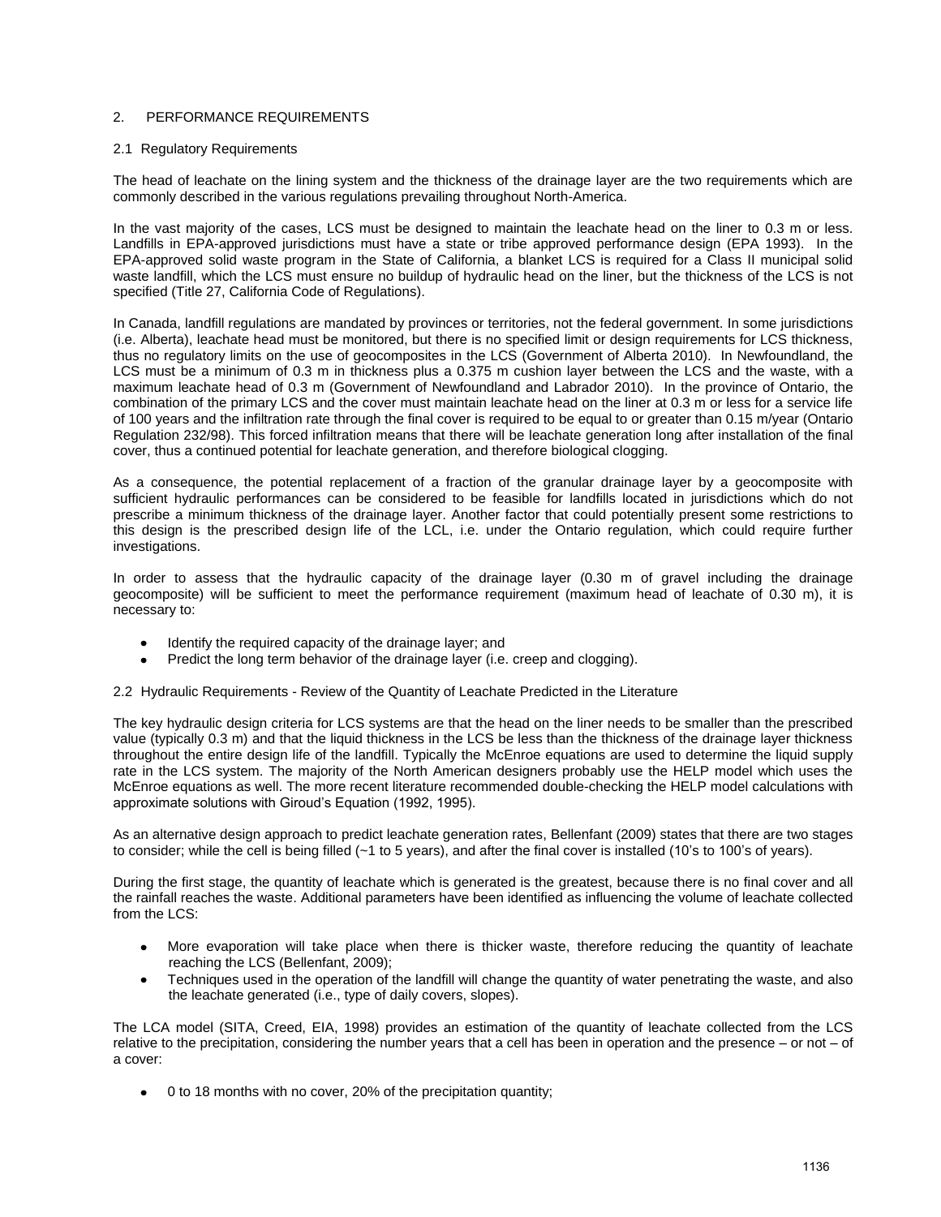## 2. PERFORMANCE REQUIREMENTS

### 2.1 Regulatory Requirements

The head of leachate on the lining system and the thickness of the drainage layer are the two requirements which are commonly described in the various regulations prevailing throughout North-America.

In the vast majority of the cases, LCS must be designed to maintain the leachate head on the liner to 0.3 m or less. Landfills in EPA-approved jurisdictions must have a state or tribe approved performance design (EPA 1993). In the EPA-approved solid waste program in the State of California, a blanket LCS is required for a Class II municipal solid waste landfill, which the LCS must ensure no buildup of hydraulic head on the liner, but the thickness of the LCS is not specified (Title 27, California Code of Regulations).

In Canada, landfill regulations are mandated by provinces or territories, not the federal government. In some jurisdictions (i.e. Alberta), leachate head must be monitored, but there is no specified limit or design requirements for LCS thickness, thus no regulatory limits on the use of geocomposites in the LCS (Government of Alberta 2010). In Newfoundland, the LCS must be a minimum of 0.3 m in thickness plus a 0.375 m cushion layer between the LCS and the waste, with a maximum leachate head of 0.3 m (Government of Newfoundland and Labrador 2010). In the province of Ontario, the combination of the primary LCS and the cover must maintain leachate head on the liner at 0.3 m or less for a service life of 100 years and the infiltration rate through the final cover is required to be equal to or greater than 0.15 m/year (Ontario Regulation 232/98). This forced infiltration means that there will be leachate generation long after installation of the final cover, thus a continued potential for leachate generation, and therefore biological clogging.

As a consequence, the potential replacement of a fraction of the granular drainage layer by a geocomposite with sufficient hydraulic performances can be considered to be feasible for landfills located in jurisdictions which do not prescribe a minimum thickness of the drainage layer. Another factor that could potentially present some restrictions to this design is the prescribed design life of the LCL, i.e. under the Ontario regulation, which could require further investigations.

In order to assess that the hydraulic capacity of the drainage layer (0.30 m of gravel including the drainage geocomposite) will be sufficient to meet the performance requirement (maximum head of leachate of 0.30 m), it is necessary to:

- Identify the required capacity of the drainage layer; and
- Predict the long term behavior of the drainage layer (i.e. creep and clogging).

### 2.2 Hydraulic Requirements - Review of the Quantity of Leachate Predicted in the Literature

The key hydraulic design criteria for LCS systems are that the head on the liner needs to be smaller than the prescribed value (typically 0.3 m) and that the liquid thickness in the LCS be less than the thickness of the drainage layer thickness throughout the entire design life of the landfill. Typically the McEnroe equations are used to determine the liquid supply rate in the LCS system. The majority of the North American designers probably use the HELP model which uses the McEnroe equations as well. The more recent literature recommended double-checking the HELP model calculations with approximate solutions with Giroud's Equation (1992, 1995).

As an alternative design approach to predict leachate generation rates, Bellenfant (2009) states that there are two stages to consider; while the cell is being filled (~1 to 5 years), and after the final cover is installed (10's to 100's of years).

During the first stage, the quantity of leachate which is generated is the greatest, because there is no final cover and all the rainfall reaches the waste. Additional parameters have been identified as influencing the volume of leachate collected from the LCS:

- More evaporation will take place when there is thicker waste, therefore reducing the quantity of leachate reaching the LCS (Bellenfant, 2009);
- Techniques used in the operation of the landfill will change the quantity of water penetrating the waste, and also the leachate generated (i.e., type of daily covers, slopes).

The LCA model (SITA, Creed, EIA, 1998) provides an estimation of the quantity of leachate collected from the LCS relative to the precipitation, considering the number years that a cell has been in operation and the presence – or not – of a cover:

- 0 to 18 months with no cover, 20% of the precipitation quantity;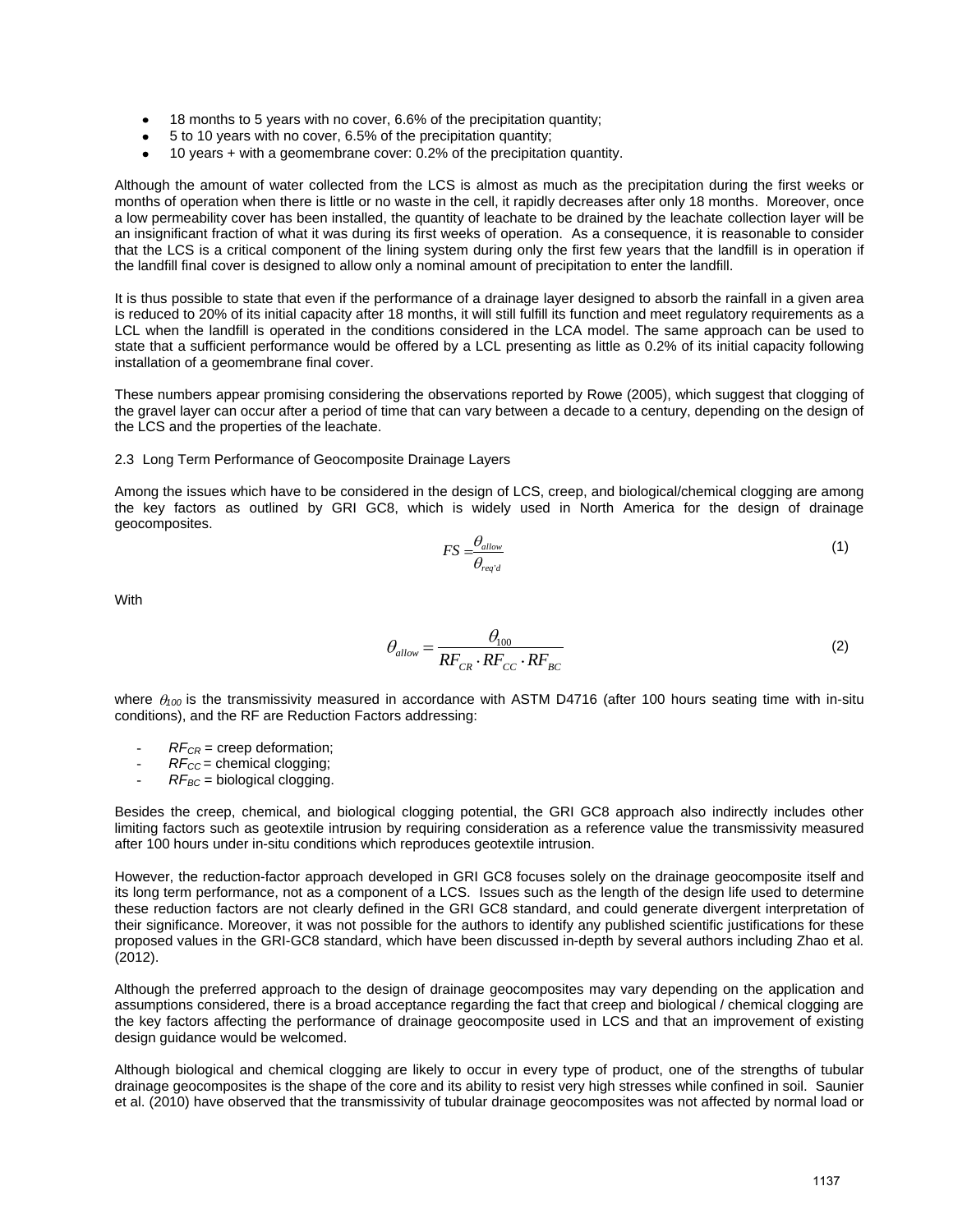- 18 months to 5 years with no cover, 6.6% of the precipitation quantity;
- 5 to 10 years with no cover, 6.5% of the precipitation quantity;
- 10 years + with a geomembrane cover: 0.2% of the precipitation quantity.

Although the amount of water collected from the LCS is almost as much as the precipitation during the first weeks or months of operation when there is little or no waste in the cell, it rapidly decreases after only 18 months. Moreover, once a low permeability cover has been installed, the quantity of leachate to be drained by the leachate collection layer will be an insignificant fraction of what it was during its first weeks of operation. As a consequence, it is reasonable to consider that the LCS is a critical component of the lining system during only the first few years that the landfill is in operation if the landfill final cover is designed to allow only a nominal amount of precipitation to enter the landfill.

It is thus possible to state that even if the performance of a drainage layer designed to absorb the rainfall in a given area is reduced to 20% of its initial capacity after 18 months, it will still fulfill its function and meet regulatory requirements as a LCL when the landfill is operated in the conditions considered in the LCA model. The same approach can be used to state that a sufficient performance would be offered by a LCL presenting as little as 0.2% of its initial capacity following installation of a geomembrane final cover.

These numbers appear promising considering the observations reported by Rowe (2005), which suggest that clogging of the gravel layer can occur after a period of time that can vary between a decade to a century, depending on the design of the LCS and the properties of the leachate.

2.3 Long Term Performance of Geocomposite Drainage Layers

Among the issues which have to be considered in the design of LCS, creep, and biological/chemical clogging are among the key factors as outlined by GRI GC8, which is widely used in North America for the design of drainage geocomposites.

$$FS = \frac{\theta_{allow}}{\theta_{req'd}} \tag{1}$$

With

$$\theta_{allow} = \frac{\theta_{100}}{RF_{CR} \cdot RF_{CC} \cdot RF_{BC}} \tag{2}$$

where $\theta_{100}$ is the transmissivity measured in accordance with ASTM D4716 (after 100 hours seating time with in-situ conditions), and the RF are Reduction Factors addressing:

- $RF_{CR}$ = creep deformation;
- $RF_{CC}$ = chemical clogging;
- $RF_{BC}$ = biological clogging.

Besides the creep, chemical, and biological clogging potential, the GRI GC8 approach also indirectly includes other limiting factors such as geotextile intrusion by requiring consideration as a reference value the transmissivity measured after 100 hours under in-situ conditions which reproduces geotextile intrusion.

However, the reduction-factor approach developed in GRI GC8 focuses solely on the drainage geocomposite itself and its long term performance, not as a component of a LCS. Issues such as the length of the design life used to determine these reduction factors are not clearly defined in the GRI GC8 standard, and could generate divergent interpretation of their significance. Moreover, it was not possible for the authors to identify any published scientific justifications for these proposed values in the GRI-GC8 standard, which have been discussed in-depth by several authors including Zhao et al. (2012).

Although the preferred approach to the design of drainage geocomposites may vary depending on the application and assumptions considered, there is a broad acceptance regarding the fact that creep and biological / chemical clogging are the key factors affecting the performance of drainage geocomposite used in LCS and that an improvement of existing design guidance would be welcomed.

Although biological and chemical clogging are likely to occur in every type of product, one of the strengths of tubular drainage geocomposites is the shape of the core and its ability to resist very high stresses while confined in soil. Saunier et al. (2010) have observed that the transmissivity of tubular drainage geocomposites was not affected by normal load or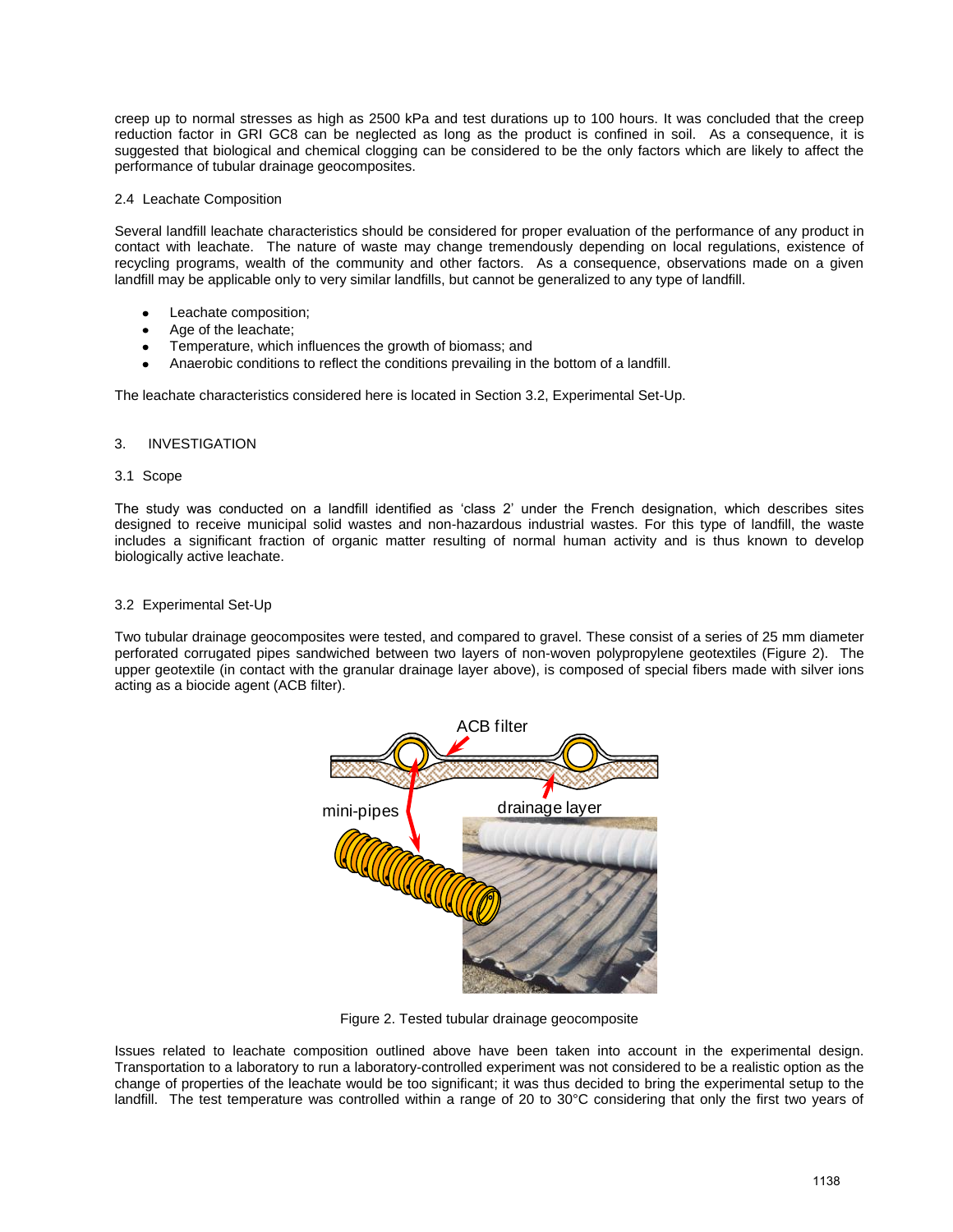creep up to normal stresses as high as 2500 kPa and test durations up to 100 hours. It was concluded that the creep reduction factor in GRI GC8 can be neglected as long as the product is confined in soil. As a consequence, it is suggested that biological and chemical clogging can be considered to be the only factors which are likely to affect the performance of tubular drainage geocomposites.

## 2.4 Leachate Composition

Several landfill leachate characteristics should be considered for proper evaluation of the performance of any product in contact with leachate. The nature of waste may change tremendously depending on local regulations, existence of recycling programs, wealth of the community and other factors. As a consequence, observations made on a given landfill may be applicable only to very similar landfills, but cannot be generalized to any type of landfill.

- Leachate composition;
- Age of the leachate;
- Temperature, which influences the growth of biomass; and
- Anaerobic conditions to reflect the conditions prevailing in the bottom of a landfill.

The leachate characteristics considered here is located in Section 3.2, Experimental Set-Up.

# 3. INVESTIGATION

## 3.1 Scope

The study was conducted on a landfill identified as 'class 2' under the French designation, which describes sites designed to receive municipal solid wastes and non-hazardous industrial wastes. For this type of landfill, the waste includes a significant fraction of organic matter resulting of normal human activity and is thus known to develop biologically active leachate.

## 3.2 Experimental Set-Up

Two tubular drainage geocomposites were tested, and compared to gravel. These consist of a series of 25 mm diameter perforated corrugated pipes sandwiched between two layers of non-woven polypropylene geotextiles (Figure 2). The upper geotextile (in contact with the granular drainage layer above), is composed of special fibers made with silver ions acting as a biocide agent (ACB filter).

Figure 2. Tested tubular drainage geocomposite

Issues related to leachate composition outlined above have been taken into account in the experimental design. Transportation to a laboratory to run a laboratory-controlled experiment was not considered to be a realistic option as the change of properties of the leachate would be too significant; it was thus decided to bring the experimental setup to the landfill. The test temperature was controlled within a range of 20 to 30°C considering that only the first two years of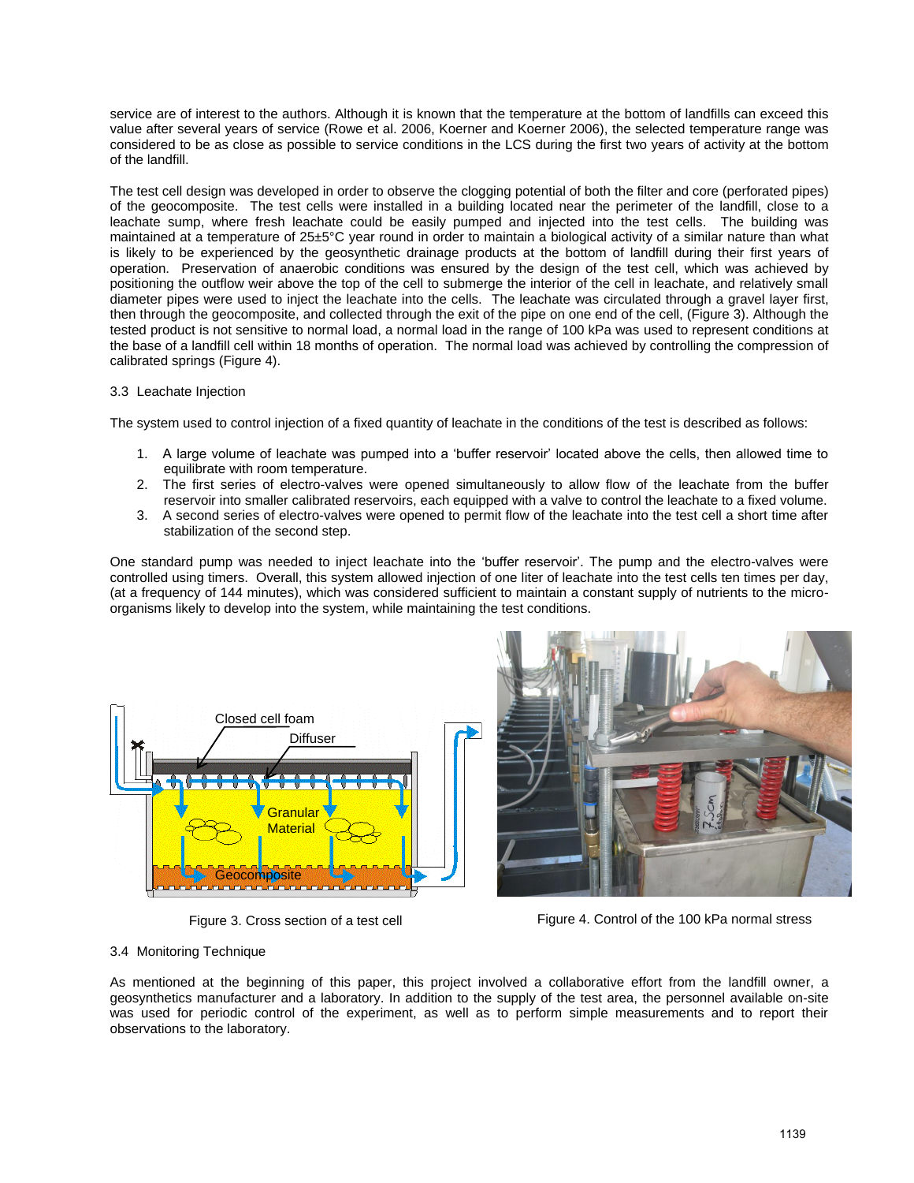service are of interest to the authors. Although it is known that the temperature at the bottom of landfills can exceed this value after several years of service (Rowe et al. 2006, Koerner and Koerner 2006), the selected temperature range was considered to be as close as possible to service conditions in the LCS during the first two years of activity at the bottom of the landfill.

The test cell design was developed in order to observe the clogging potential of both the filter and core (perforated pipes) of the geocomposite. The test cells were installed in a building located near the perimeter of the landfill, close to a leachate sump, where fresh leachate could be easily pumped and injected into the test cells. The building was maintained at a temperature of 25±5°C year round in order to maintain a biological activity of a similar nature than what is likely to be experienced by the geosynthetic drainage products at the bottom of landfill during their first years of operation. Preservation of anaerobic conditions was ensured by the design of the test cell, which was achieved by positioning the outflow weir above the top of the cell to submerge the interior of the cell in leachate, and relatively small diameter pipes were used to inject the leachate into the cells. The leachate was circulated through a gravel layer first, then through the geocomposite, and collected through the exit of the pipe on one end of the cell, (Figure 3). Although the tested product is not sensitive to normal load, a normal load in the range of 100 kPa was used to represent conditions at the base of a landfill cell within 18 months of operation. The normal load was achieved by controlling the compression of calibrated springs (Figure 4).

3.3 Leachate Injection

The system used to control injection of a fixed quantity of leachate in the conditions of the test is described as follows:

1. A large volume of leachate was pumped into a 'buffer reservoir' located above the cells, then allowed time to equilibrate with room temperature.
2. The first series of electro-valves were opened simultaneously to allow flow of the leachate from the buffer reservoir into smaller calibrated reservoirs, each equipped with a valve to control the leachate to a fixed volume.
3. A second series of electro-valves were opened to permit flow of the leachate into the test cell a short time after stabilization of the second step.

One standard pump was needed to inject leachate into the 'buffer reservoir'. The pump and the electro-valves were controlled using timers. Overall, this system allowed injection of one liter of leachate into the test cells ten times per day, (at a frequency of 144 minutes), which was considered sufficient to maintain a constant supply of nutrients to the micro-organisms likely to develop into the system, while maintaining the test conditions.

Figure 3. Cross section of a test cell

Figure 4. Control of the 100 kPa normal stress

3.4 Monitoring Technique

As mentioned at the beginning of this paper, this project involved a collaborative effort from the landfill owner, a geosynthetics manufacturer and a laboratory. In addition to the supply of the test area, the personnel available on-site was used for periodic control of the experiment, as well as to perform simple measurements and to report their observations to the laboratory.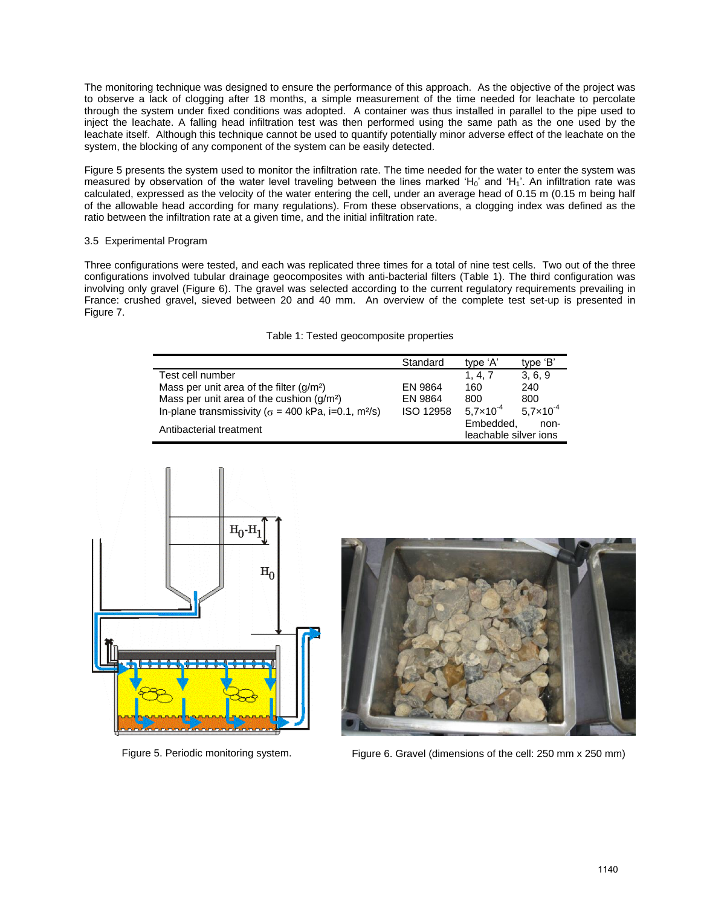The monitoring technique was designed to ensure the performance of this approach. As the objective of the project was to observe a lack of clogging after 18 months, a simple measurement of the time needed for leachate to percolate through the system under fixed conditions was adopted. A container was thus installed in parallel to the pipe used to inject the leachate. A falling head infiltration test was then performed using the same path as the one used by the leachate itself. Although this technique cannot be used to quantify potentially minor adverse effect of the leachate on the system, the blocking of any component of the system can be easily detected.

Figure 5 presents the system used to monitor the infiltration rate. The time needed for the water to enter the system was measured by observation of the water level traveling between the lines marked '$H_0$' and '$H_1$'. An infiltration rate was calculated, expressed as the velocity of the water entering the cell, under an average head of 0.15 m (0.15 m being half of the allowable head according for many regulations). From these observations, a clogging index was defined as the ratio between the infiltration rate at a given time, and the initial infiltration rate.

### 3.5 Experimental Program

Three configurations were tested, and each was replicated three times for a total of nine test cells. Two out of the three configurations involved tubular drainage geocomposites with anti-bacterial filters (Table 1). The third configuration was involving only gravel (Figure 6). The gravel was selected according to the current regulatory requirements prevailing in France: crushed gravel, sieved between 20 and 40 mm. An overview of the complete test set-up is presented in Figure 7.

Table 1: Tested geocomposite properties

| | Standard | type 'A' | type 'B' |
|---|---|---|---|
| Test cell number | | 1, 4, 7 | 3, 6, 9 |
| Mass per unit area of the filter (g/m²) | EN 9864 | 160 | 240 |
| Mass per unit area of the cushion (g/m²) | EN 9864 | 800 | 800 |
| In-plane transmissivity ($\sigma$ = 400 kPa, i=0.1, m²/s) | ISO 12958 | $5{,}7\times10^{-4}$ | $5{,}7\times10^{-4}$ |
| Antibacterial treatment | | Embedded, non-leachable silver ions | |

Figure 5. Periodic monitoring system.

Figure 6. Gravel (dimensions of the cell: 250 mm x 250 mm)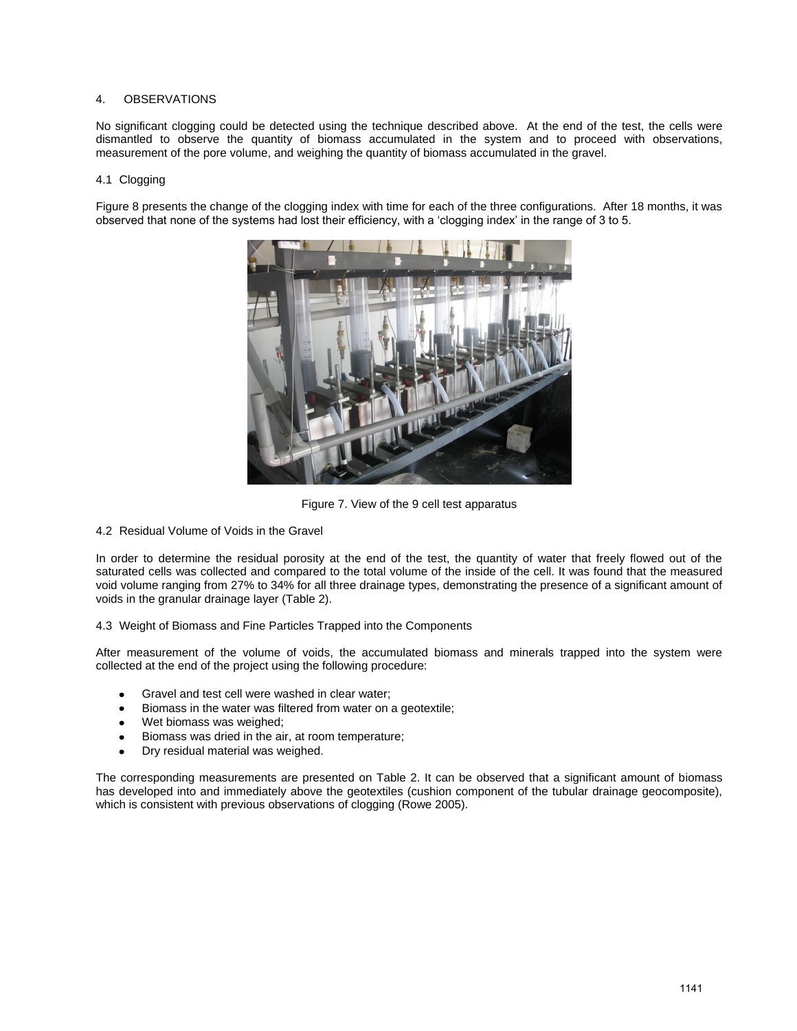## 4. OBSERVATIONS

No significant clogging could be detected using the technique described above. At the end of the test, the cells were dismantled to observe the quantity of biomass accumulated in the system and to proceed with observations, measurement of the pore volume, and weighing the quantity of biomass accumulated in the gravel.

### 4.1 Clogging

Figure 8 presents the change of the clogging index with time for each of the three configurations. After 18 months, it was observed that none of the systems had lost their efficiency, with a 'clogging index' in the range of 3 to 5.

Figure 7. View of the 9 cell test apparatus

### 4.2 Residual Volume of Voids in the Gravel

In order to determine the residual porosity at the end of the test, the quantity of water that freely flowed out of the saturated cells was collected and compared to the total volume of the inside of the cell. It was found that the measured void volume ranging from 27% to 34% for all three drainage types, demonstrating the presence of a significant amount of voids in the granular drainage layer (Table 2).

### 4.3 Weight of Biomass and Fine Particles Trapped into the Components

After measurement of the volume of voids, the accumulated biomass and minerals trapped into the system were collected at the end of the project using the following procedure:

- Gravel and test cell were washed in clear water;
- Biomass in the water was filtered from water on a geotextile;
- Wet biomass was weighed;
- Biomass was dried in the air, at room temperature;
- Dry residual material was weighed.

The corresponding measurements are presented on Table 2. It can be observed that a significant amount of biomass has developed into and immediately above the geotextiles (cushion component of the tubular drainage geocomposite), which is consistent with previous observations of clogging (Rowe 2005).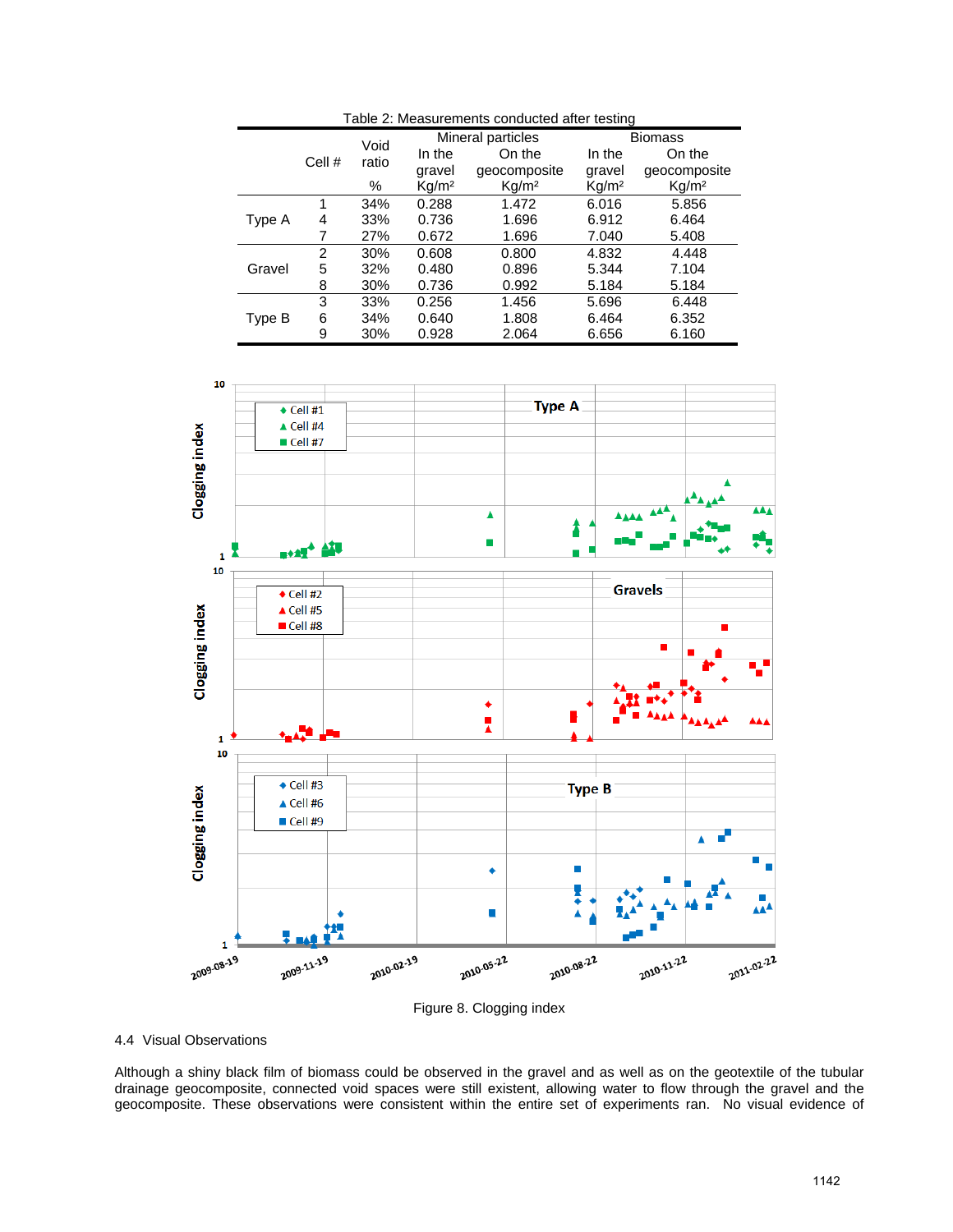Table 2: Measurements conducted after testing

| | Cell # | Void ratio % | Mineral particles In the gravel Kg/m² | Mineral particles On the geocomposite Kg/m² | Biomass In the gravel Kg/m² | Biomass On the geocomposite Kg/m² |
|---|---|---|---|---|---|---|
| Type A | 1 | 34% | 0.288 | 1.472 | 6.016 | 5.856 |
| | 4 | 33% | 0.736 | 1.696 | 6.912 | 6.464 |
| | 7 | 27% | 0.672 | 1.696 | 7.040 | 5.408 |
| Gravel | 2 | 30% | 0.608 | 0.800 | 4.832 | 4.448 |
| | 5 | 32% | 0.480 | 0.896 | 5.344 | 7.104 |
| | 8 | 30% | 0.736 | 0.992 | 5.184 | 5.184 |
| Type B | 3 | 33% | 0.256 | 1.456 | 5.696 | 6.448 |
| | 6 | 34% | 0.640 | 1.808 | 6.464 | 6.352 |
| | 9 | 30% | 0.928 | 2.064 | 6.656 | 6.160 |

Figure 8. Clogging index

### 4.4 Visual Observations

Although a shiny black film of biomass could be observed in the gravel and as well as on the geotextile of the tubular drainage geocomposite, connected void spaces were still existent, allowing water to flow through the gravel and the geocomposite. These observations were consistent within the entire set of experiments ran. No visual evidence of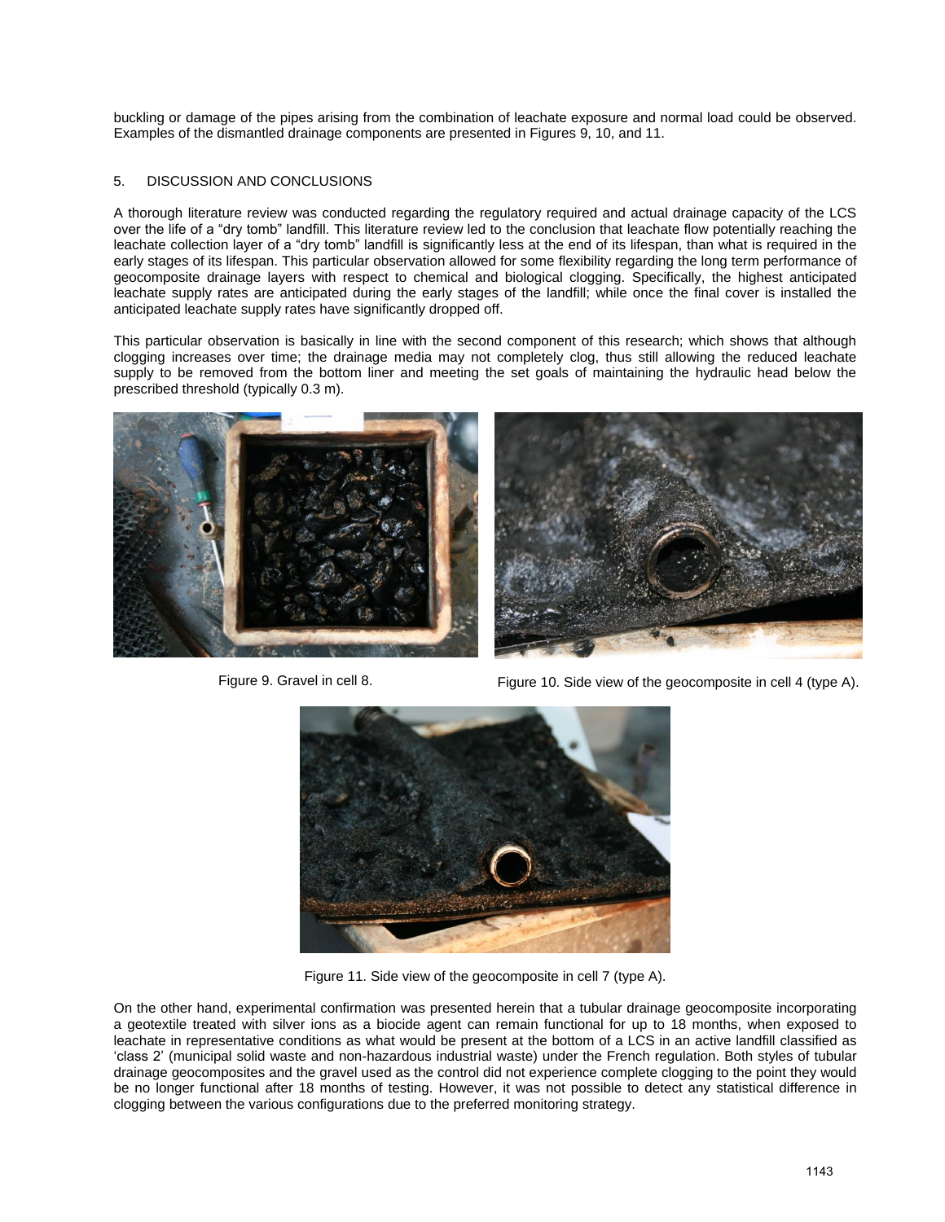buckling or damage of the pipes arising from the combination of leachate exposure and normal load could be observed. Examples of the dismantled drainage components are presented in Figures 9, 10, and 11.

## 5. DISCUSSION AND CONCLUSIONS

A thorough literature review was conducted regarding the regulatory required and actual drainage capacity of the LCS over the life of a "dry tomb" landfill. This literature review led to the conclusion that leachate flow potentially reaching the leachate collection layer of a "dry tomb" landfill is significantly less at the end of its lifespan, than what is required in the early stages of its lifespan. This particular observation allowed for some flexibility regarding the long term performance of geocomposite drainage layers with respect to chemical and biological clogging. Specifically, the highest anticipated leachate supply rates are anticipated during the early stages of the landfill; while once the final cover is installed the anticipated leachate supply rates have significantly dropped off.

This particular observation is basically in line with the second component of this research; which shows that although clogging increases over time; the drainage media may not completely clog, thus still allowing the reduced leachate supply to be removed from the bottom liner and meeting the set goals of maintaining the hydraulic head below the prescribed threshold (typically 0.3 m).

Figure 9. Gravel in cell 8.

Figure 10. Side view of the geocomposite in cell 4 (type A).

Figure 11. Side view of the geocomposite in cell 7 (type A).

On the other hand, experimental confirmation was presented herein that a tubular drainage geocomposite incorporating a geotextile treated with silver ions as a biocide agent can remain functional for up to 18 months, when exposed to leachate in representative conditions as what would be present at the bottom of a LCS in an active landfill classified as 'class 2' (municipal solid waste and non-hazardous industrial waste) under the French regulation. Both styles of tubular drainage geocomposites and the gravel used as the control did not experience complete clogging to the point they would be no longer functional after 18 months of testing. However, it was not possible to detect any statistical difference in clogging between the various configurations due to the preferred monitoring strategy.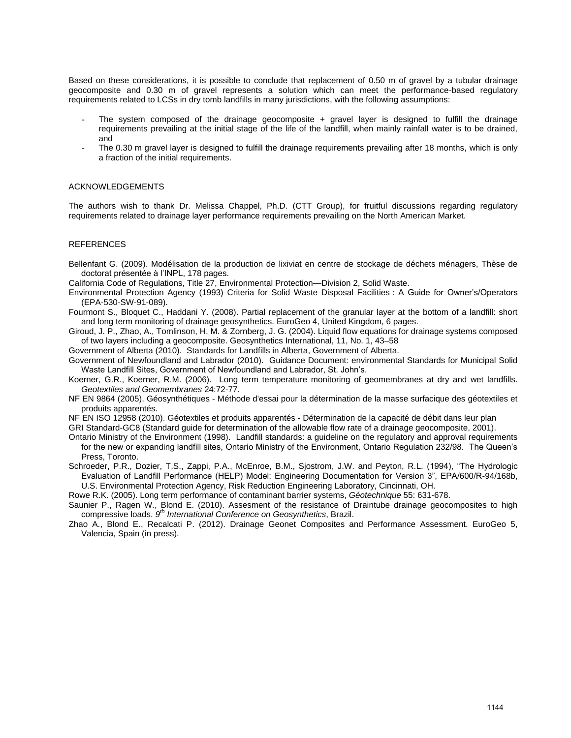Based on these considerations, it is possible to conclude that replacement of 0.50 m of gravel by a tubular drainage geocomposite and 0.30 m of gravel represents a solution which can meet the performance-based regulatory requirements related to LCSs in dry tomb landfills in many jurisdictions, with the following assumptions:

- The system composed of the drainage geocomposite + gravel layer is designed to fulfill the drainage requirements prevailing at the initial stage of the life of the landfill, when mainly rainfall water is to be drained, and
- The 0.30 m gravel layer is designed to fulfill the drainage requirements prevailing after 18 months, which is only a fraction of the initial requirements.

## ACKNOWLEDGEMENTS

The authors wish to thank Dr. Melissa Chappel, Ph.D. (CTT Group), for fruitful discussions regarding regulatory requirements related to drainage layer performance requirements prevailing on the North American Market.

## REFERENCES

Bellenfant G. (2009). Modélisation de la production de lixiviat en centre de stockage de déchets ménagers, Thèse de doctorat présentée à l'INPL, 178 pages.

California Code of Regulations, Title 27, Environmental Protection—Division 2, Solid Waste.

Environmental Protection Agency (1993) Criteria for Solid Waste Disposal Facilities : A Guide for Owner's/Operators (EPA-530-SW-91-089).

Fourmont S., Bloquet C., Haddani Y. (2008). Partial replacement of the granular layer at the bottom of a landfill: short and long term monitoring of drainage geosynthetics. EuroGeo 4, United Kingdom, 6 pages.

Giroud, J. P., Zhao, A., Tomlinson, H. M. & Zornberg, J. G. (2004). Liquid flow equations for drainage systems composed of two layers including a geocomposite. Geosynthetics International, 11, No. 1, 43–58

Government of Alberta (2010). Standards for Landfills in Alberta, Government of Alberta.

Government of Newfoundland and Labrador (2010). Guidance Document: environmental Standards for Municipal Solid Waste Landfill Sites, Government of Newfoundland and Labrador, St. John's.

Koerner, G.R., Koerner, R.M. (2006). Long term temperature monitoring of geomembranes at dry and wet landfills. *Geotextiles and Geomembranes* 24:72-77.

NF EN 9864 (2005). Géosynthétiques - Méthode d'essai pour la détermination de la masse surfacique des géotextiles et produits apparentés.

NF EN ISO 12958 (2010). Géotextiles et produits apparentés - Détermination de la capacité de débit dans leur plan

GRI Standard-GC8 (Standard guide for determination of the allowable flow rate of a drainage geocomposite, 2001).

Ontario Ministry of the Environment (1998). Landfill standards: a guideline on the regulatory and approval requirements for the new or expanding landfill sites, Ontario Ministry of the Environment, Ontario Regulation 232/98. The Queen's Press, Toronto.

Schroeder, P.R., Dozier, T.S., Zappi, P.A., McEnroe, B.M., Sjostrom, J.W. and Peyton, R.L. (1994), "The Hydrologic Evaluation of Landfill Performance (HELP) Model: Engineering Documentation for Version 3", EPA/600/R-94/168b, U.S. Environmental Protection Agency, Risk Reduction Engineering Laboratory, Cincinnati, OH.

Rowe R.K. (2005). Long term performance of contaminant barrier systems, *Géotechnique* 55: 631-678.

Saunier P., Ragen W., Blond E. (2010). Assesment of the resistance of Draintube drainage geocomposites to high compressive loads. *9th International Conference on Geosynthetics*, Brazil.

Zhao A., Blond E., Recalcati P. (2012). Drainage Geonet Composites and Performance Assessment. EuroGeo 5, Valencia, Spain (in press).